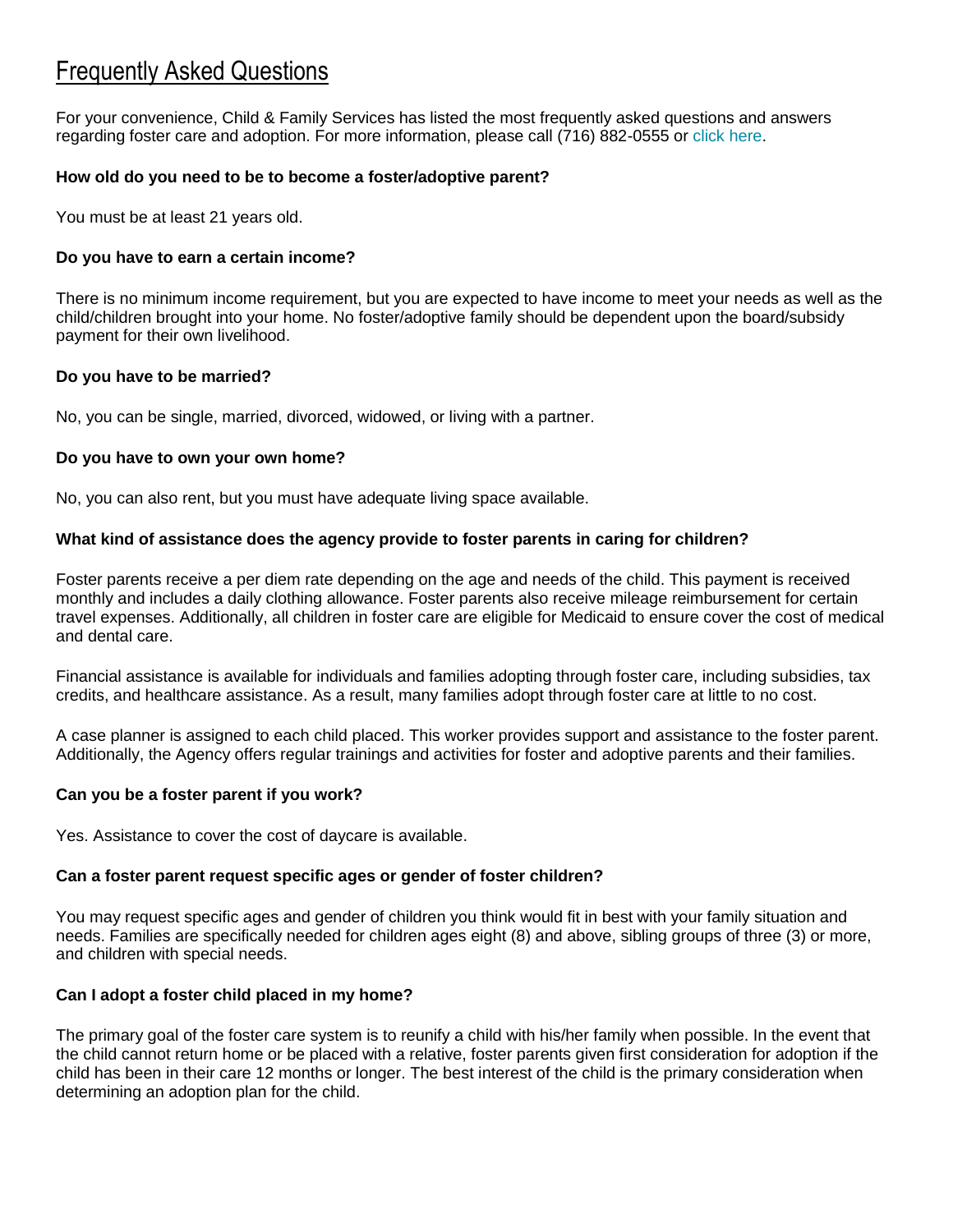# Frequently Asked Questions

For your convenience, Child & Family Services has listed the most frequently asked questions and answers regarding foster care and adoption. For more information, please call (716) 882-0555 or click here.

**How old do you need to be to become a foster/adoptive parent?**

You must be at least 21 years old.

**Do you have to earn a certain income?**

There is no minimum income requirement, but you are expected to have income to meet your needs as well as the child/children brought into your home. No foster/adoptive family should be dependent upon the board/subsidy payment for their own livelihood.

**Do you have to be married?**

No, you can be single, married, divorced, widowed, or living with a partner.

**Do you have to own your own home?**

No, you can also rent, but you must have adequate living space available.

**What kind of assistance does the agency provide to foster parents in caring for children?**

Foster parents receive a per diem rate depending on the age and needs of the child. This payment is received monthly and includes a daily clothing allowance. Foster parents also receive mileage reimbursement for certain travel expenses. Additionally, all children in foster care are eligible for Medicaid to ensure cover the cost of medical and dental care.

Financial assistance is available for individuals and families adopting through foster care, including subsidies, tax credits, and healthcare assistance. As a result, many families adopt through foster care at little to no cost.

A case planner is assigned to each child placed. This worker provides support and assistance to the foster parent. Additionally, the Agency offers regular trainings and activities for foster and adoptive parents and their families.

**Can you be a foster parent if you work?**

Yes. Assistance to cover the cost of daycare is available.

**Can a foster parent request specific ages or gender of foster children?**

You may request specific ages and gender of children you think would fit in best with your family situation and needs. Families are specifically needed for children ages eight (8) and above, sibling groups of three (3) or more, and children with special needs.

**Can I adopt a foster child placed in my home?**

The primary goal of the foster care system is to reunify a child with his/her family when possible. In the event that the child cannot return home or be placed with a relative, foster parents given first consideration for adoption if the child has been in their care 12 months or longer. The best interest of the child is the primary consideration when determining an adoption plan for the child.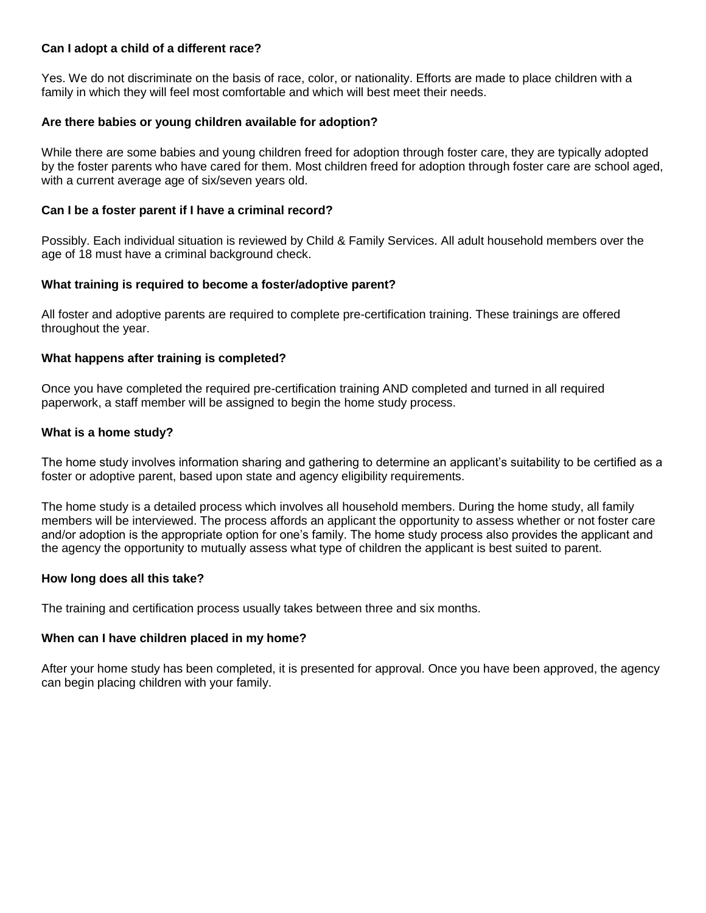**Can I adopt a child of a different race?**

Yes. We do not discriminate on the basis of race, color, or nationality. Efforts are made to place children with a family in which they will feel most comfortable and which will best meet their needs.

**Are there babies or young children available for adoption?**

While there are some babies and young children freed for adoption through foster care, they are typically adopted by the foster parents who have cared for them. Most children freed for adoption through foster care are school aged, with a current average age of six/seven years old.

**Can I be a foster parent if I have a criminal record?**

Possibly. Each individual situation is reviewed by Child & Family Services. All adult household members over the age of 18 must have a criminal background check.

**What training is required to become a foster/adoptive parent?**

All foster and adoptive parents are required to complete pre-certification training. These trainings are offered throughout the year.

**What happens after training is completed?**

Once you have completed the required pre-certification training AND completed and turned in all required paperwork, a staff member will be assigned to begin the home study process.

**What is a home study?**

The home study involves information sharing and gathering to determine an applicant's suitability to be certified as a foster or adoptive parent, based upon state and agency eligibility requirements.

The home study is a detailed process which involves all household members. During the home study, all family members will be interviewed. The process affords an applicant the opportunity to assess whether or not foster care and/or adoption is the appropriate option for one's family. The home study process also provides the applicant and the agency the opportunity to mutually assess what type of children the applicant is best suited to parent.

**How long does all this take?**

The training and certification process usually takes between three and six months.

**When can I have children placed in my home?**

After your home study has been completed, it is presented for approval. Once you have been approved, the agency can begin placing children with your family.